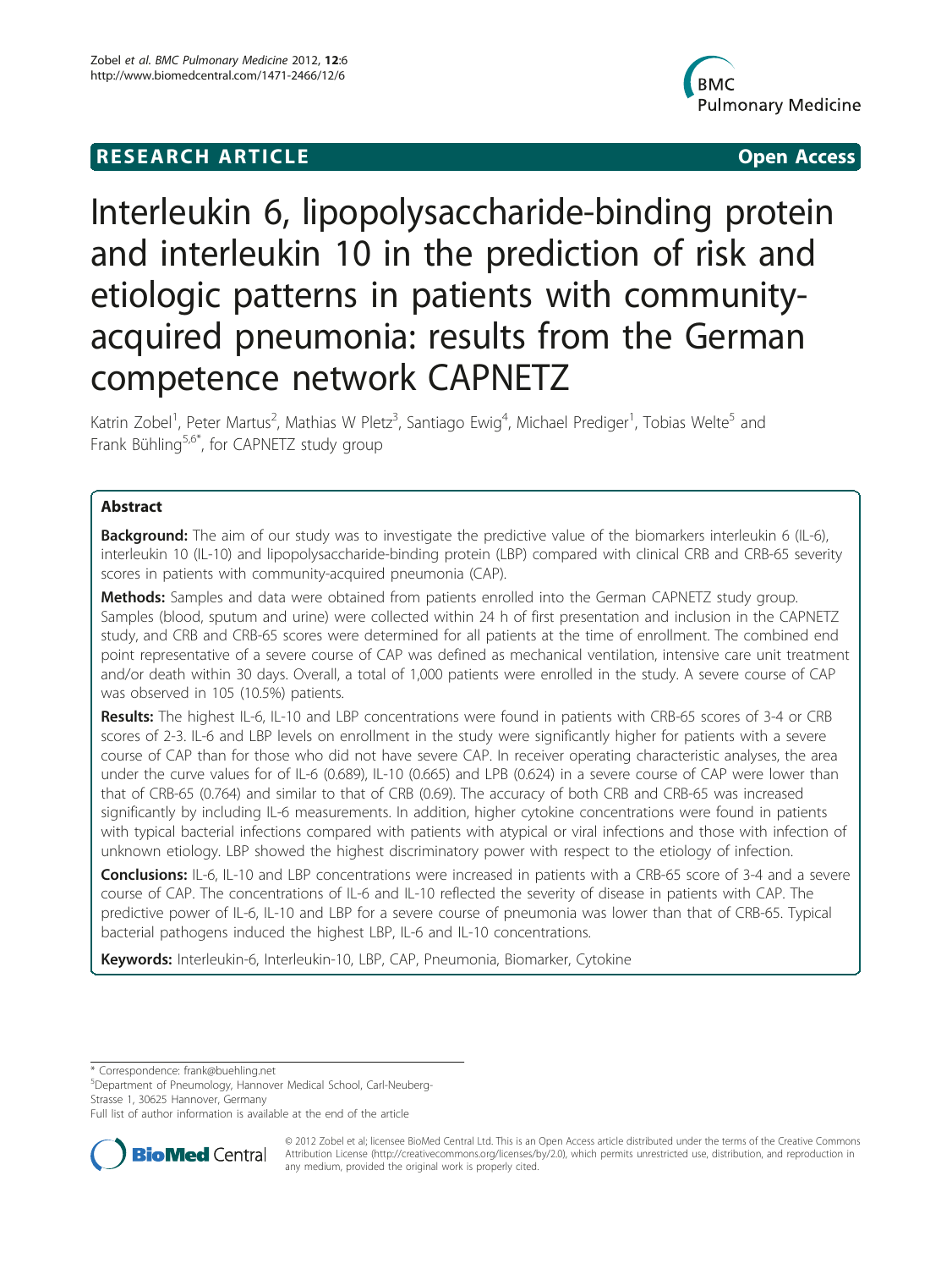**RESEARCH ARTICLE** **Open Access**

# Interleukin 6, lipopolysaccharide-binding protein and interleukin 10 in the prediction of risk and etiologic patterns in patients with community-acquired pneumonia: results from the German competence network CAPNETZ

Katrin Zobel[1], Peter Martus[2], Mathias W Pletz[3], Santiago Ewig[4], Michael Prediger[1], Tobias Welte[5] and Frank Bühling[5,6*], for CAPNETZ study group

## Abstract

**Background:** The aim of our study was to investigate the predictive value of the biomarkers interleukin 6 (Il-6), interleukin 10 (IL-10) and lipopolysaccharide-binding protein (LBP) compared with clinical CRB and CRB-65 severity scores in patients with community-acquired pneumonia (CAP).

**Methods:** Samples and data were obtained from patients enrolled into the German CAPNETZ study group. Samples (blood, sputum and urine) were collected within 24 h of first presentation and inclusion in the CAPNETZ study, and CRB and CRB-65 scores were determined for all patients at the time of enrollment. The combined end point representative of a severe course of CAP was defined as mechanical ventilation, intensive care unit treatment and/or death within 30 days. Overall, a total of 1,000 patients were enrolled in the study. A severe course of CAP was observed in 105 (10.5%) patients.

**Results:** The highest IL-6, IL-10 and LBP concentrations were found in patients with CRB-65 scores of 3-4 or CRB scores of 2-3. IL-6 and LBP levels on enrollment in the study were significantly higher for patients with a severe course of CAP than for those who did not have severe CAP. In receiver operating characteristic analyses, the area under the curve values for of IL-6 (0.689), IL-10 (0.665) and LPB (0.624) in a severe course of CAP were lower than that of CRB-65 (0.764) and similar to that of CRB (0.69). The accuracy of both CRB and CRB-65 was increased significantly by including IL-6 measurements. In addition, higher cytokine concentrations were found in patients with typical bacterial infections compared with patients with atypical or viral infections and those with infection of unknown etiology. LBP showed the highest discriminatory power with respect to the etiology of infection.

**Conclusions:** IL-6, IL-10 and LBP concentrations were increased in patients with a CRB-65 score of 3-4 and a severe course of CAP. The concentrations of IL-6 and IL-10 reflected the severity of disease in patients with CAP. The predictive power of IL-6, IL-10 and LBP for a severe course of pneumonia was lower than that of CRB-65. Typical bacterial pathogens induced the highest LBP, IL-6 and IL-10 concentrations.

**Keywords:** Interleukin-6, Interleukin-10, LBP, CAP, Pneumonia, Biomarker, Cytokine

\* Correspondence: frank@buehling.net
[5]Department of Pneumology, Hannover Medical School, Carl-Neuberg-Strasse 1, 30625 Hannover, Germany
Full list of author information is available at the end of the article

© 2012 Zobel et al; licensee BioMed Central Ltd. This is an Open Access article distributed under the terms of the Creative Commons Attribution License (http://creativecommons.org/licenses/by/2.0), which permits unrestricted use, distribution, and reproduction in any medium, provided the original work is properly cited.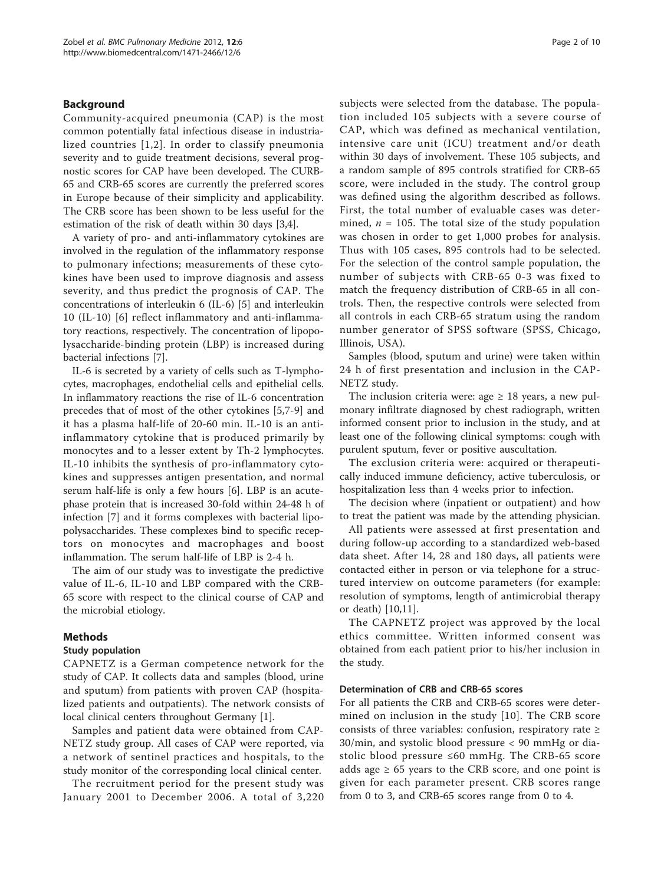## Background

Community-acquired pneumonia (CAP) is the most common potentially fatal infectious disease in industrialized countries [1,2]. In order to classify pneumonia severity and to guide treatment decisions, several prognostic scores for CAP have been developed. The CURB-65 and CRB-65 scores are currently the preferred scores in Europe because of their simplicity and applicability. The CRB score has been shown to be less useful for the estimation of the risk of death within 30 days [3,4].

A variety of pro- and anti-inflammatory cytokines are involved in the regulation of the inflammatory response to pulmonary infections; measurements of these cytokines have been used to improve diagnosis and assess severity, and thus predict the prognosis of CAP. The concentrations of interleukin 6 (IL-6) [5] and interleukin 10 (IL-10) [6] reflect inflammatory and anti-inflammatory reactions, respectively. The concentration of lipopolysaccharide-binding protein (LBP) is increased during bacterial infections [7].

IL-6 is secreted by a variety of cells such as T-lymphocytes, macrophages, endothelial cells and epithelial cells. In inflammatory reactions the rise of IL-6 concentration precedes that of most of the other cytokines [5,7-9] and it has a plasma half-life of 20-60 min. IL-10 is an anti-inflammatory cytokine that is produced primarily by monocytes and to a lesser extent by Th-2 lymphocytes. IL-10 inhibits the synthesis of pro-inflammatory cytokines and suppresses antigen presentation, and normal serum half-life is only a few hours [6]. LBP is an acute-phase protein that is increased 30-fold within 24-48 h of infection [7] and it forms complexes with bacterial lipopolysaccharides. These complexes bind to specific receptors on monocytes and macrophages and boost inflammation. The serum half-life of LBP is 2-4 h.

The aim of our study was to investigate the predictive value of IL-6, IL-10 and LBP compared with the CRB-65 score with respect to the clinical course of CAP and the microbial etiology.

## Methods

### Study population

CAPNETZ is a German competence network for the study of CAP. It collects data and samples (blood, urine and sputum) from patients with proven CAP (hospitalized patients and outpatients). The network consists of local clinical centers throughout Germany [1].

Samples and patient data were obtained from CAPNETZ study group. All cases of CAP were reported, via a network of sentinel practices and hospitals, to the study monitor of the corresponding local clinical center.

The recruitment period for the present study was January 2001 to December 2006. A total of 3,220 subjects were selected from the database. The population included 105 subjects with a severe course of CAP, which was defined as mechanical ventilation, intensive care unit (ICU) treatment and/or death within 30 days of involvement. These 105 subjects, and a random sample of 895 controls stratified for CRB-65 score, were included in the study. The control group was defined using the algorithm described as follows. First, the total number of evaluable cases was determined, $n$ = 105. The total size of the study population was chosen in order to get 1,000 probes for analysis. Thus with 105 cases, 895 controls had to be selected. For the selection of the control sample population, the number of subjects with CRB-65 0-3 was fixed to match the frequency distribution of CRB-65 in all controls. Then, the respective controls were selected from all controls in each CRB-65 stratum using the random number generator of SPSS software (SPSS, Chicago, Illinois, USA).

Samples (blood, sputum and urine) were taken within 24 h of first presentation and inclusion in the CAPNETZ study.

The inclusion criteria were: age ≥ 18 years, a new pulmonary infiltrate diagnosed by chest radiograph, written informed consent prior to inclusion in the study, and at least one of the following clinical symptoms: cough with purulent sputum, fever or positive auscultation.

The exclusion criteria were: acquired or therapeutically induced immune deficiency, active tuberculosis, or hospitalization less than 4 weeks prior to infection.

The decision where (inpatient or outpatient) and how to treat the patient was made by the attending physician.

All patients were assessed at first presentation and during follow-up according to a standardized web-based data sheet. After 14, 28 and 180 days, all patients were contacted either in person or via telephone for a structured interview on outcome parameters (for example: resolution of symptoms, length of antimicrobial therapy or death) [10,11].

The CAPNETZ project was approved by the local ethics committee. Written informed consent was obtained from each patient prior to his/her inclusion in the study.

### Determination of CRB and CRB-65 scores

For all patients the CRB and CRB-65 scores were determined on inclusion in the study [10]. The CRB score consists of three variables: confusion, respiratory rate ≥ 30/min, and systolic blood pressure < 90 mmHg or diastolic blood pressure ≤60 mmHg. The CRB-65 score adds age ≥ 65 years to the CRB score, and one point is given for each parameter present. CRB scores range from 0 to 3, and CRB-65 scores range from 0 to 4.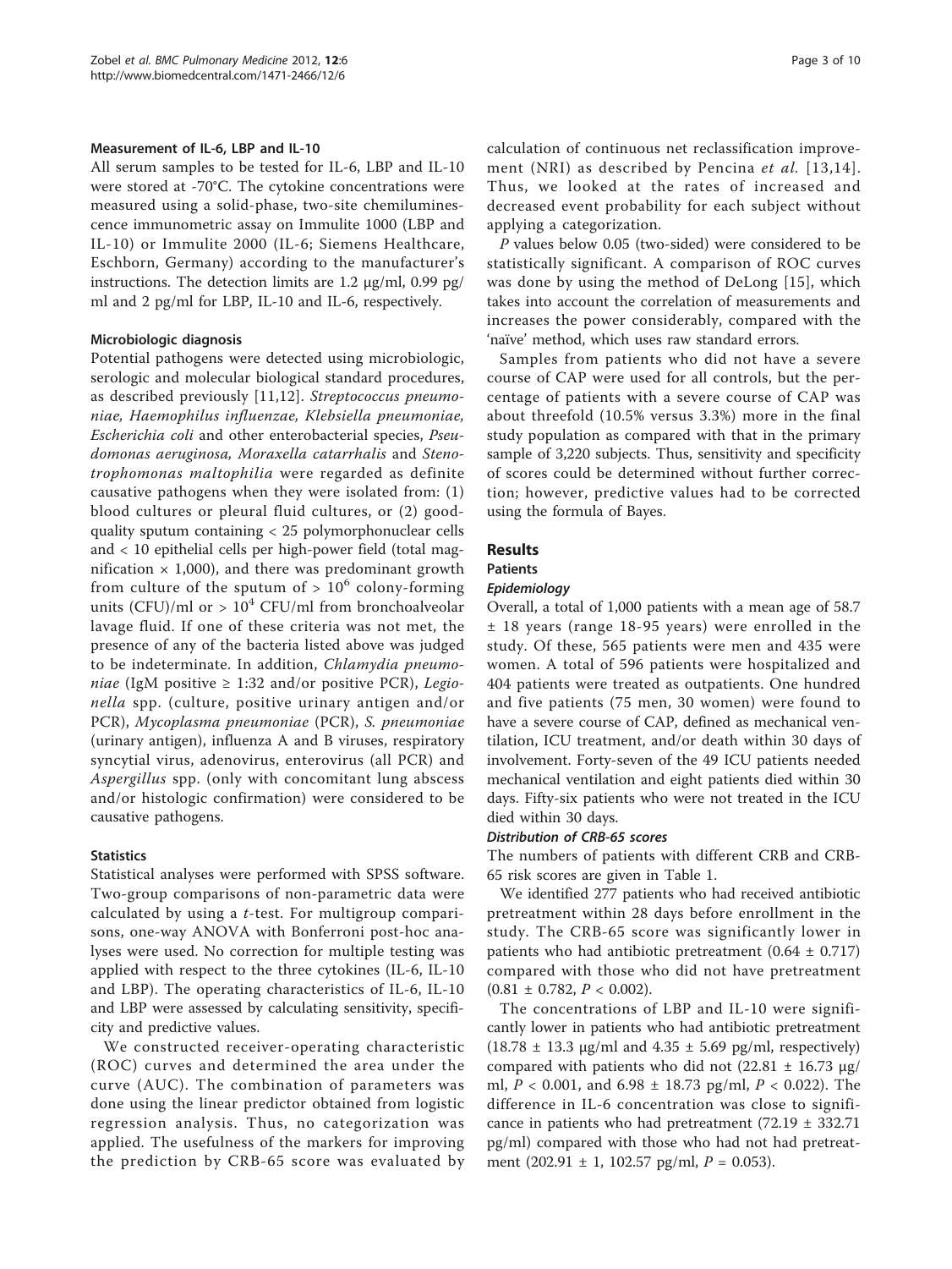### Measurement of IL-6, LBP and IL-10

All serum samples to be tested for IL-6, LBP and IL-10 were stored at -70°C. The cytokine concentrations were measured using a solid-phase, two-site chemiluminescence immunometric assay on Immulite 1000 (LBP and IL-10) or Immulite 2000 (IL-6; Siemens Healthcare, Eschborn, Germany) according to the manufacturer's instructions. The detection limits are 1.2 μg/ml, 0.99 pg/ml and 2 pg/ml for LBP, IL-10 and IL-6, respectively.

### Microbiologic diagnosis

Potential pathogens were detected using microbiologic, serologic and molecular biological standard procedures, as described previously [11,12]. *Streptococcus pneumoniae, Haemophilus influenzae, Klebsiella pneumoniae, Escherichia coli* and other enterobacterial species, *Pseudomonas aeruginosa, Moraxella catarrhalis* and *Stenotrophomonas maltophilia* were regarded as definite causative pathogens when they were isolated from: (1) blood cultures or pleural fluid cultures, or (2) good-quality sputum containing < 25 polymorphonuclear cells and < 10 epithelial cells per high-power field (total magnification × 1,000), and there was predominant growth from culture of the sputum of > $10^6$ colony-forming units (CFU)/ml or > $10^4$ CFU/ml from bronchoalveolar lavage fluid. If one of these criteria was not met, the presence of any of the bacteria listed above was judged to be indeterminate. In addition, *Chlamydia pneumoniae* (IgM positive ≥ 1:32 and/or positive PCR), *Legionella* spp. (culture, positive urinary antigen and/or PCR), *Mycoplasma pneumoniae* (PCR), *S. pneumoniae* (urinary antigen), influenza A and B viruses, respiratory syncytial virus, adenovirus, enterovirus (all PCR) and *Aspergillus* spp. (only with concomitant lung abscess and/or histologic confirmation) were considered to be causative pathogens.

### Statistics

Statistical analyses were performed with SPSS software. Two-group comparisons of non-parametric data were calculated by using a *t*-test. For multigroup comparisons, one-way ANOVA with Bonferroni post-hoc analyses were used. No correction for multiple testing was applied with respect to the three cytokines (IL-6, IL-10 and LBP). The operating characteristics of IL-6, IL-10 and LBP were assessed by calculating sensitivity, specificity and predictive values.

We constructed receiver-operating characteristic (ROC) curves and determined the area under the curve (AUC). The combination of parameters was done using the linear predictor obtained from logistic regression analysis. Thus, no categorization was applied. The usefulness of the markers for improving the prediction by CRB-65 score was evaluated by calculation of continuous net reclassification improvement (NRI) as described by Pencina *et al.* [13,14]. Thus, we looked at the rates of increased and decreased event probability for each subject without applying a categorization.

*P* values below 0.05 (two-sided) were considered to be statistically significant. A comparison of ROC curves was done by using the method of DeLong [15], which takes into account the correlation of measurements and increases the power considerably, compared with the 'naïve' method, which uses raw standard errors.

Samples from patients who did not have a severe course of CAP were used for all controls, but the percentage of patients with a severe course of CAP was about threefold (10.5% versus 3.3%) more in the final study population as compared with that in the primary sample of 3,220 subjects. Thus, sensitivity and specificity of scores could be determined without further correction; however, predictive values had to be corrected using the formula of Bayes.

## Results

### Patients

#### Epidemiology

Overall, a total of 1,000 patients with a mean age of 58.7 ± 18 years (range 18-95 years) were enrolled in the study. Of these, 565 patients were men and 435 were women. A total of 596 patients were hospitalized and 404 patients were treated as outpatients. One hundred and five patients (75 men, 30 women) were found to have a severe course of CAP, defined as mechanical ventilation, ICU treatment, and/or death within 30 days of involvement. Forty-seven of the 49 ICU patients needed mechanical ventilation and eight patients died within 30 days. Fifty-six patients who were not treated in the ICU died within 30 days.

#### Distribution of CRB-65 scores

The numbers of patients with different CRB and CRB-65 risk scores are given in Table 1.

We identified 277 patients who had received antibiotic pretreatment within 28 days before enrollment in the study. The CRB-65 score was significantly lower in patients who had antibiotic pretreatment (0.64 ± 0.717) compared with those who did not have pretreatment (0.81 ± 0.782, $P < 0.002$).

The concentrations of LBP and IL-10 were significantly lower in patients who had antibiotic pretreatment (18.78 ± 13.3 μg/ml and 4.35 ± 5.69 pg/ml, respectively) compared with patients who did not (22.81 ± 16.73 μg/ml, $P < 0.001$, and 6.98 ± 18.73 pg/ml, $P < 0.022$). The difference in IL-6 concentration was close to significance in patients who had pretreatment (72.19 ± 332.71 pg/ml) compared with those who had not had pretreatment (202.91 ± 1, 102.57 pg/ml, $P = 0.053$).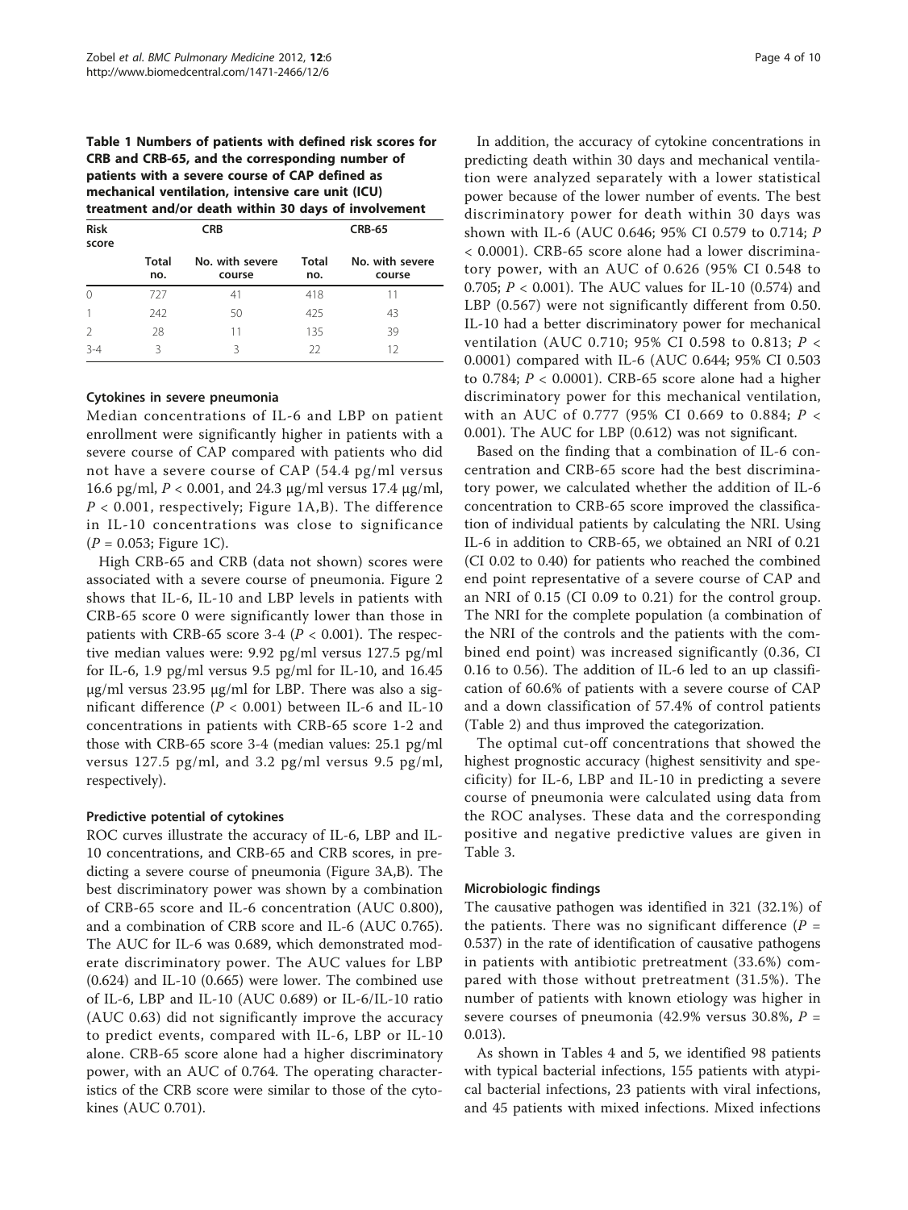**Table 1 Numbers of patients with defined risk scores for CRB and CRB-65, and the corresponding number of patients with a severe course of CAP defined as mechanical ventilation, intensive care unit (ICU) treatment and/or death within 30 days of involvement**

| Risk score | CRB | | CRB-65 | |
|---|---|---|---|---|
| | Total no. | No. with severe course | Total no. | No. with severe course |
| 0 | 727 | 41 | 418 | 11 |
| 1 | 242 | 50 | 425 | 43 |
| 2 | 28 | 11 | 135 | 39 |
| 3-4 | 3 | 3 | 22 | 12 |

### Cytokines in severe pneumonia

Median concentrations of IL-6 and LBP on patient enrollment were significantly higher in patients with a severe course of CAP compared with patients who did not have a severe course of CAP (54.4 pg/ml versus 16.6 pg/ml, $P < 0.001$, and 24.3 μg/ml versus 17.4 μg/ml, $P < 0.001$, respectively; Figure 1A,B). The difference in IL-10 concentrations was close to significance ($P = 0.053$; Figure 1C).

High CRB-65 and CRB (data not shown) scores were associated with a severe course of pneumonia. Figure 2 shows that IL-6, IL-10 and LBP levels in patients with CRB-65 score 0 were significantly lower than those in patients with CRB-65 score 3-4 ($P < 0.001$). The respective median values were: 9.92 pg/ml versus 127.5 pg/ml for IL-6, 1.9 pg/ml versus 9.5 pg/ml for IL-10, and 16.45 μg/ml versus 23.95 μg/ml for LBP. There was also a significant difference ($P < 0.001$) between IL-6 and IL-10 concentrations in patients with CRB-65 score 1-2 and those with CRB-65 score 3-4 (median values: 25.1 pg/ml versus 127.5 pg/ml, and 3.2 pg/ml versus 9.5 pg/ml, respectively).

### Predictive potential of cytokines

ROC curves illustrate the accuracy of IL-6, LBP and IL-10 concentrations, and CRB-65 and CRB scores, in predicting a severe course of pneumonia (Figure 3A,B). The best discriminatory power was shown by a combination of CRB-65 score and IL-6 concentration (AUC 0.800), and a combination of CRB score and IL-6 (AUC 0.765). The AUC for IL-6 was 0.689, which demonstrated moderate discriminatory power. The AUC values for LBP (0.624) and IL-10 (0.665) were lower. The combined use of IL-6, LBP and IL-10 (AUC 0.689) or IL-6/IL-10 ratio (AUC 0.63) did not significantly improve the accuracy to predict events, compared with IL-6, LBP or IL-10 alone. CRB-65 score alone had a higher discriminatory power, with an AUC of 0.764. The operating characteristics of the CRB score were similar to those of the cytokines (AUC 0.701).

In addition, the accuracy of cytokine concentrations in predicting death within 30 days and mechanical ventilation were analyzed separately with a lower statistical power because of the lower number of events. The best discriminatory power for death within 30 days was shown with IL-6 (AUC 0.646; 95% CI 0.579 to 0.714; $P < 0.0001$). CRB-65 score alone had a lower discriminatory power, with an AUC of 0.626 (95% CI 0.548 to 0.705; $P < 0.001$). The AUC values for IL-10 (0.574) and LBP (0.567) were not significantly different from 0.50. IL-10 had a better discriminatory power for mechanical ventilation (AUC 0.710; 95% CI 0.598 to 0.813; $P < 0.0001$) compared with IL-6 (AUC 0.644; 95% CI 0.503 to 0.784; $P < 0.0001$). CRB-65 score alone had a higher discriminatory power for this mechanical ventilation, with an AUC of 0.777 (95% CI 0.669 to 0.884; $P < 0.001$). The AUC for LBP (0.612) was not significant.

Based on the finding that a combination of IL-6 concentration and CRB-65 score had the best discriminatory power, we calculated whether the addition of IL-6 concentration to CRB-65 score improved the classification of individual patients by calculating the NRI. Using IL-6 in addition to CRB-65, we obtained an NRI of 0.21 (CI 0.02 to 0.40) for patients who reached the combined end point representative of a severe course of CAP and an NRI of 0.15 (CI 0.09 to 0.21) for the control group. The NRI for the complete population (a combination of the NRI of the controls and the patients with the combined end point) was increased significantly (0.36, CI 0.16 to 0.56). The addition of IL-6 led to an up classification of 60.6% of patients with a severe course of CAP and a down classification of 57.4% of control patients (Table 2) and thus improved the categorization.

The optimal cut-off concentrations that showed the highest prognostic accuracy (highest sensitivity and specificity) for IL-6, LBP and IL-10 in predicting a severe course of pneumonia were calculated using data from the ROC analyses. These data and the corresponding positive and negative predictive values are given in Table 3.

### Microbiologic findings

The causative pathogen was identified in 321 (32.1%) of the patients. There was no significant difference ($P = 0.537$) in the rate of identification of causative pathogens in patients with antibiotic pretreatment (33.6%) compared with those without pretreatment (31.5%). The number of patients with known etiology was higher in severe courses of pneumonia (42.9% versus 30.8%, $P = 0.013$).

As shown in Tables 4 and 5, we identified 98 patients with typical bacterial infections, 155 patients with atypical bacterial infections, 23 patients with viral infections, and 45 patients with mixed infections. Mixed infections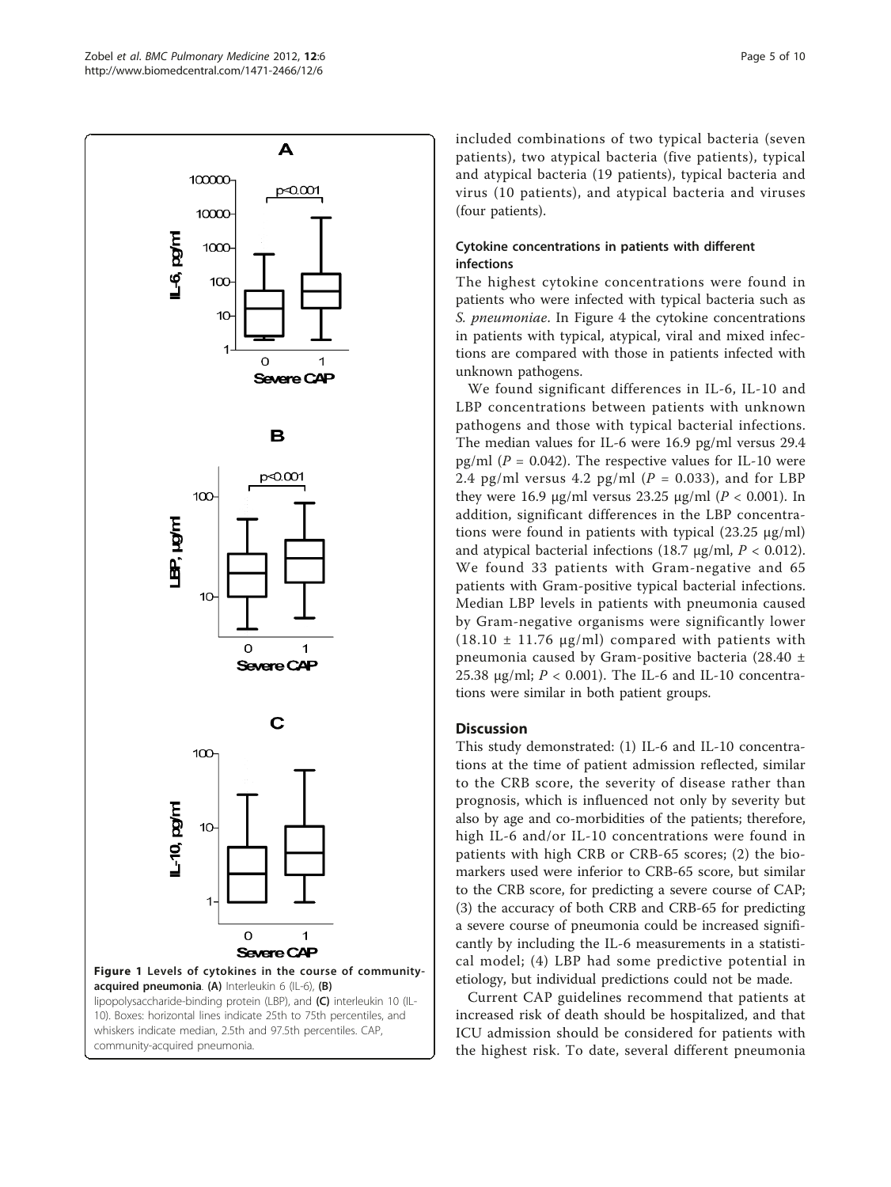Figure 1 Levels of cytokines in the course of community-acquired pneumonia. (A) Interleukin 6 (IL-6), (B) lipopolysaccharide-binding protein (LBP), and (C) interleukin 10 (IL-10). Boxes: horizontal lines indicate 25th to 75th percentiles, and whiskers indicate median, 2.5th and 97.5th percentiles. CAP, community-acquired pneumonia.

included combinations of two typical bacteria (seven patients), two atypical bacteria (five patients), typical and atypical bacteria (19 patients), typical bacteria and virus (10 patients), and atypical bacteria and viruses (four patients).

### Cytokine concentrations in patients with different infections

The highest cytokine concentrations were found in patients who were infected with typical bacteria such as *S. pneumoniae*. In Figure 4 the cytokine concentrations in patients with typical, atypical, viral and mixed infections are compared with those in patients infected with unknown pathogens.

We found significant differences in IL-6, IL-10 and LBP concentrations between patients with unknown pathogens and those with typical bacterial infections. The median values for IL-6 were 16.9 pg/ml versus 29.4 pg/ml ($P = 0.042$). The respective values for IL-10 were 2.4 pg/ml versus 4.2 pg/ml ($P = 0.033$), and for LBP they were 16.9 μg/ml versus 23.25 μg/ml ($P < 0.001$). In addition, significant differences in the LBP concentrations were found in patients with typical (23.25 μg/ml) and atypical bacterial infections (18.7 μg/ml, $P < 0.012$). We found 33 patients with Gram-negative and 65 patients with Gram-positive typical bacterial infections. Median LBP levels in patients with pneumonia caused by Gram-negative organisms were significantly lower ($18.10 \pm 11.76$ μg/ml) compared with patients with pneumonia caused by Gram-positive bacteria ($28.40 \pm 25.38$ μg/ml; $P < 0.001$). The IL-6 and IL-10 concentrations were similar in both patient groups.

## Discussion

This study demonstrated: (1) IL-6 and IL-10 concentrations at the time of patient admission reflected, similar to the CRB score, the severity of disease rather than prognosis, which is influenced not only by severity but also by age and co-morbidities of the patients; therefore, high IL-6 and/or IL-10 concentrations were found in patients with high CRB or CRB-65 scores; (2) the biomarkers used were inferior to CRB-65 score, but similar to the CRB score, for predicting a severe course of CAP; (3) the accuracy of both CRB and CRB-65 for predicting a severe course of pneumonia could be increased significantly by including the IL-6 measurements in a statistical model; (4) LBP had some predictive potential in etiology, but individual predictions could not be made.

Current CAP guidelines recommend that patients at increased risk of death should be hospitalized, and that ICU admission should be considered for patients with the highest risk. To date, several different pneumonia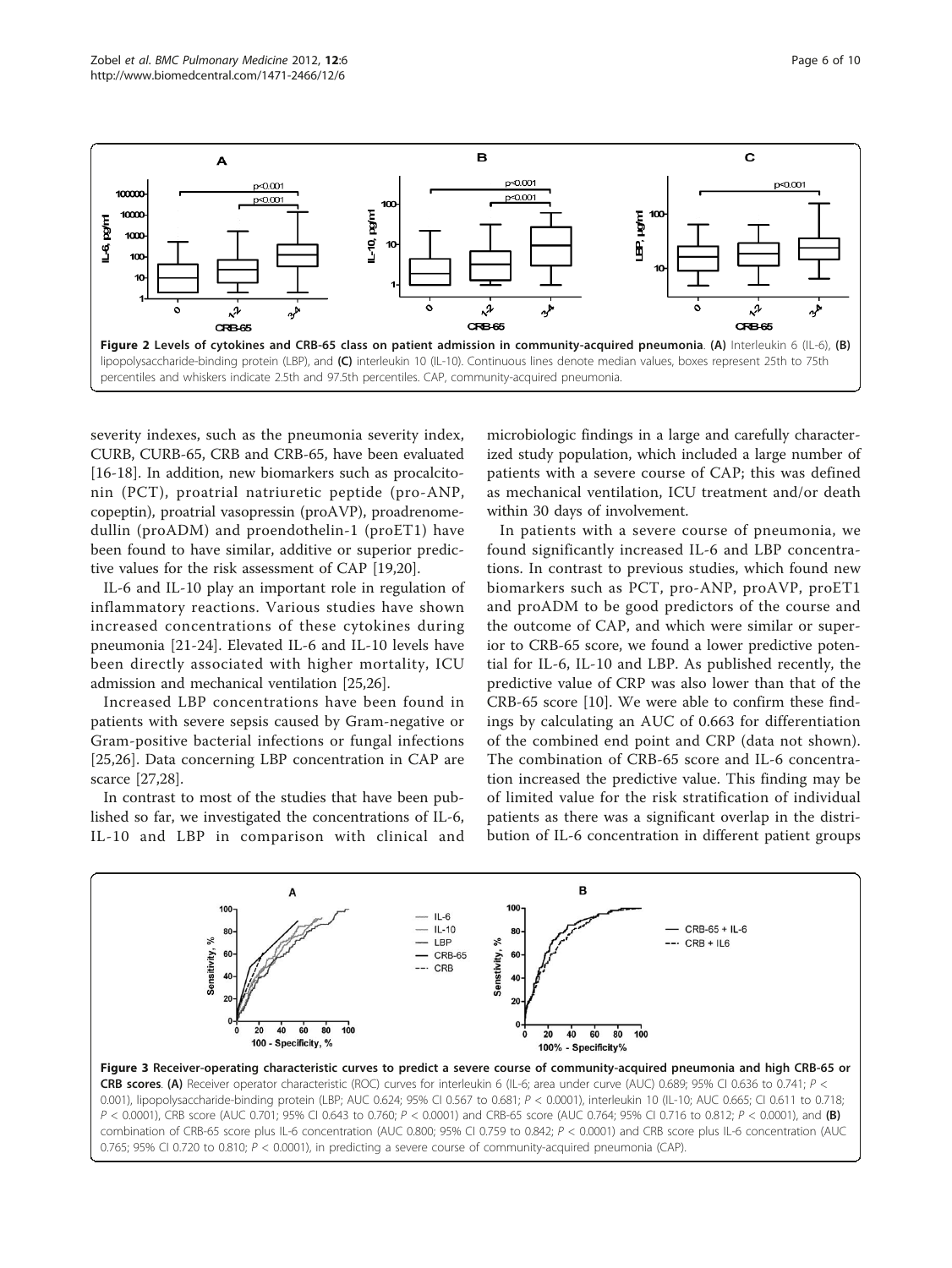Figure 2 Levels of cytokines and CRB-65 class on patient admission in community-acquired pneumonia. (A) Interleukin 6 (IL-6), (B) lipopolysaccharide-binding protein (LBP), and (C) interleukin 10 (IL-10). Continuous lines denote median values, boxes represent 25th to 75th percentiles and whiskers indicate 2.5th and 97.5th percentiles. CAP, community-acquired pneumonia.

severity indexes, such as the pneumonia severity index, CURB, CURB-65, CRB and CRB-65, have been evaluated [16-18]. In addition, new biomarkers such as procalcitonin (PCT), proatrial natriuretic peptide (pro-ANP, copeptin), proatrial vasopressin (proAVP), proadrenomedullin (proADM) and proendothelin-1 (proET1) have been found to have similar, additive or superior predictive values for the risk assessment of CAP [19,20].

IL-6 and IL-10 play an important role in regulation of inflammatory reactions. Various studies have shown increased concentrations of these cytokines during pneumonia [21-24]. Elevated IL-6 and IL-10 levels have been directly associated with higher mortality, ICU admission and mechanical ventilation [25,26].

Increased LBP concentrations have been found in patients with severe sepsis caused by Gram-negative or Gram-positive bacterial infections or fungal infections [25,26]. Data concerning LBP concentration in CAP are scarce [27,28].

In contrast to most of the studies that have been published so far, we investigated the concentrations of IL-6, IL-10 and LBP in comparison with clinical and microbiologic findings in a large and carefully characterized study population, which included a large number of patients with a severe course of CAP; this was defined as mechanical ventilation, ICU treatment and/or death within 30 days of involvement.

In patients with a severe course of pneumonia, we found significantly increased IL-6 and LBP concentrations. In contrast to previous studies, which found new biomarkers such as PCT, pro-ANP, proAVP, proET1 and proADM to be good predictors of the course and the outcome of CAP, and which were similar or superior to CRB-65 score, we found a lower predictive potential for IL-6, IL-10 and LBP. As published recently, the predictive value of CRP was also lower than that of the CRB-65 score [10]. We were able to confirm these findings by calculating an AUC of 0.663 for differentiation of the combined end point and CRP (data not shown). The combination of CRB-65 score and IL-6 concentration increased the predictive value. This finding may be of limited value for the risk stratification of individual patients as there was a significant overlap in the distribution of IL-6 concentration in different patient groups

Figure 3 Receiver-operating characteristic curves to predict a severe course of community-acquired pneumonia and high CRB-65 or CRB scores. (A) Receiver operator characteristic (ROC) curves for interleukin 6 (IL-6; area under curve (AUC) 0.689; 95% CI 0.636 to 0.741; $P < 0.001$), lipopolysaccharide-binding protein (LBP; AUC 0.624; 95% CI 0.567 to 0.681; $P < 0.0001$), interleukin 10 (IL-10; AUC 0.665; CI 0.611 to 0.718; $P < 0.0001$), CRB score (AUC 0.701; 95% CI 0.643 to 0.760; $P < 0.0001$) and CRB-65 score (AUC 0.764; 95% CI 0.716 to 0.812; $P < 0.0001$), and (B) combination of CRB-65 score plus IL-6 concentration (AUC 0.800; 95% CI 0.759 to 0.842; $P < 0.0001$) and CRB score plus IL-6 concentration (AUC 0.765; 95% CI 0.720 to 0.810; $P < 0.0001$), in predicting a severe course of community-acquired pneumonia (CAP).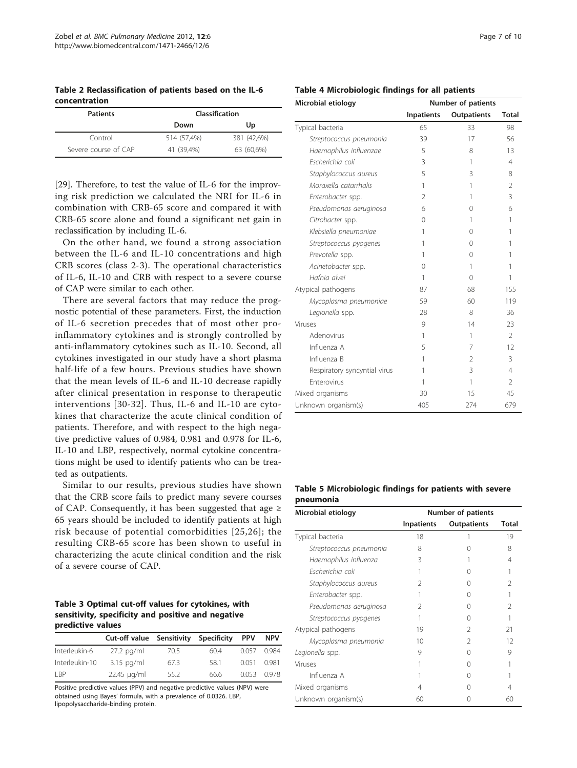**Table 2 Reclassification of patients based on the IL-6 concentration**

| Patients | Classification | |
|---|---|---|
| | Down | Up |
| Control | 514 (57,4%) | 381 (42,6%) |
| Severe course of CAP | 41 (39,4%) | 63 (60,6%) |

[29]. Therefore, to test the value of IL-6 for the improving risk prediction we calculated the NRI for IL-6 in combination with CRB-65 score and compared it with CRB-65 score alone and found a significant net gain in reclassification by including IL-6.

On the other hand, we found a strong association between the IL-6 and IL-10 concentrations and high CRB scores (class 2-3). The operational characteristics of IL-6, IL-10 and CRB with respect to a severe course of CAP were similar to each other.

There are several factors that may reduce the prognostic potential of these parameters. First, the induction of IL-6 secretion precedes that of most other pro-inflammatory cytokines and is strongly controlled by anti-inflammatory cytokines such as IL-10. Second, all cytokines investigated in our study have a short plasma half-life of a few hours. Previous studies have shown that the mean levels of IL-6 and IL-10 decrease rapidly after clinical presentation in response to therapeutic interventions [30-32]. Thus, IL-6 and IL-10 are cytokines that characterize the acute clinical condition of patients. Therefore, and with respect to the high negative predictive values of 0.984, 0.981 and 0.978 for IL-6, IL-10 and LBP, respectively, normal cytokine concentrations might be used to identify patients who can be treated as outpatients.

Similar to our results, previous studies have shown that the CRB score fails to predict many severe courses of CAP. Consequently, it has been suggested that age ≥ 65 years should be included to identify patients at high risk because of potential comorbidities [25,26]; the resulting CRB-65 score has been shown to useful in characterizing the acute clinical condition and the risk of a severe course of CAP.

**Table 3 Optimal cut-off values for cytokines, with sensitivity, specificity and positive and negative predictive values**

| | Cut-off value | Sensitivity | Specificity | PPV | NPV |
|---|---|---|---|---|---|
| Interleukin-6 | 27.2 pg/ml | 70.5 | 60.4 | 0.057 | 0.984 |
| Interleukin-10 | 3.15 pg/ml | 67.3 | 58.1 | 0.051 | 0.981 |
| LBP | 22.45 μg/ml | 55.2 | 66.6 | 0.053 | 0.978 |

Positive predictive values (PPV) and negative predictive values (NPV) were obtained using Bayes' formula, with a prevalence of 0.0326. LBP, lipopolysaccharide-binding protein.

**Table 4 Microbiologic findings for all patients**

| Microbial etiology | Number of patients | | |
|---|---|---|---|
| | Inpatients | Outpatients | Total |
| Typical bacteria | 65 | 33 | 98 |
| *Streptococcus pneumonia* | 39 | 17 | 56 |
| *Haemophilus influenzae* | 5 | 8 | 13 |
| *Escherichia coli* | 3 | 1 | 4 |
| *Staphylococcus aureus* | 5 | 3 | 8 |
| *Moraxella catarrhalis* | 1 | 1 | 2 |
| *Enterobacter* spp. | 2 | 1 | 3 |
| *Pseudomonas aeruginosa* | 6 | 0 | 6 |
| *Citrobacter* spp. | 0 | 1 | 1 |
| *Klebsiella pneumoniae* | 1 | 0 | 1 |
| *Streptococcus pyogenes* | 1 | 0 | 1 |
| *Prevotella* spp. | 1 | 0 | 1 |
| *Acinetobacter* spp. | 0 | 1 | 1 |
| *Hafnia alvei* | 1 | 0 | 1 |
| Atypical pathogens | 87 | 68 | 155 |
| *Mycoplasma pneumoniae* | 59 | 60 | 119 |
| *Legionella* spp. | 28 | 8 | 36 |
| Viruses | 9 | 14 | 23 |
| Adenovirus | 1 | 1 | 2 |
| Influenza A | 5 | 7 | 12 |
| Influenza B | 1 | 2 | 3 |
| Respiratory syncytial virus | 1 | 3 | 4 |
| Enterovirus | 1 | 1 | 2 |
| Mixed organisms | 30 | 15 | 45 |
| Unknown organism(s) | 405 | 274 | 679 |

**Table 5 Microbiologic findings for patients with severe pneumonia**

| Microbial etiology | Number of patients | | |
|---|---|---|---|
| | Inpatients | Outpatients | Total |
| Typical bacteria | 18 | 1 | 19 |
| *Streptococcus pneumonia* | 8 | 0 | 8 |
| *Haemophilus influenza* | 3 | 1 | 4 |
| *Escherichia coli* | 1 | 0 | 1 |
| *Staphylococcus aureus* | 2 | 0 | 2 |
| *Enterobacter* spp. | 1 | 0 | 1 |
| *Pseudomonas aeruginosa* | 2 | 0 | 2 |
| *Streptococcus pyogenes* | 1 | 0 | 1 |
| Atypical pathogens | 19 | 2 | 21 |
| *Mycoplasma pneumonia* | 10 | 2 | 12 |
| *Legionella* spp. | 9 | 0 | 9 |
| Viruses | 1 | 0 | 1 |
| Influenza A | 1 | 0 | 1 |
| Mixed organisms | 4 | 0 | 4 |
| Unknown organism(s) | 60 | 0 | 60 |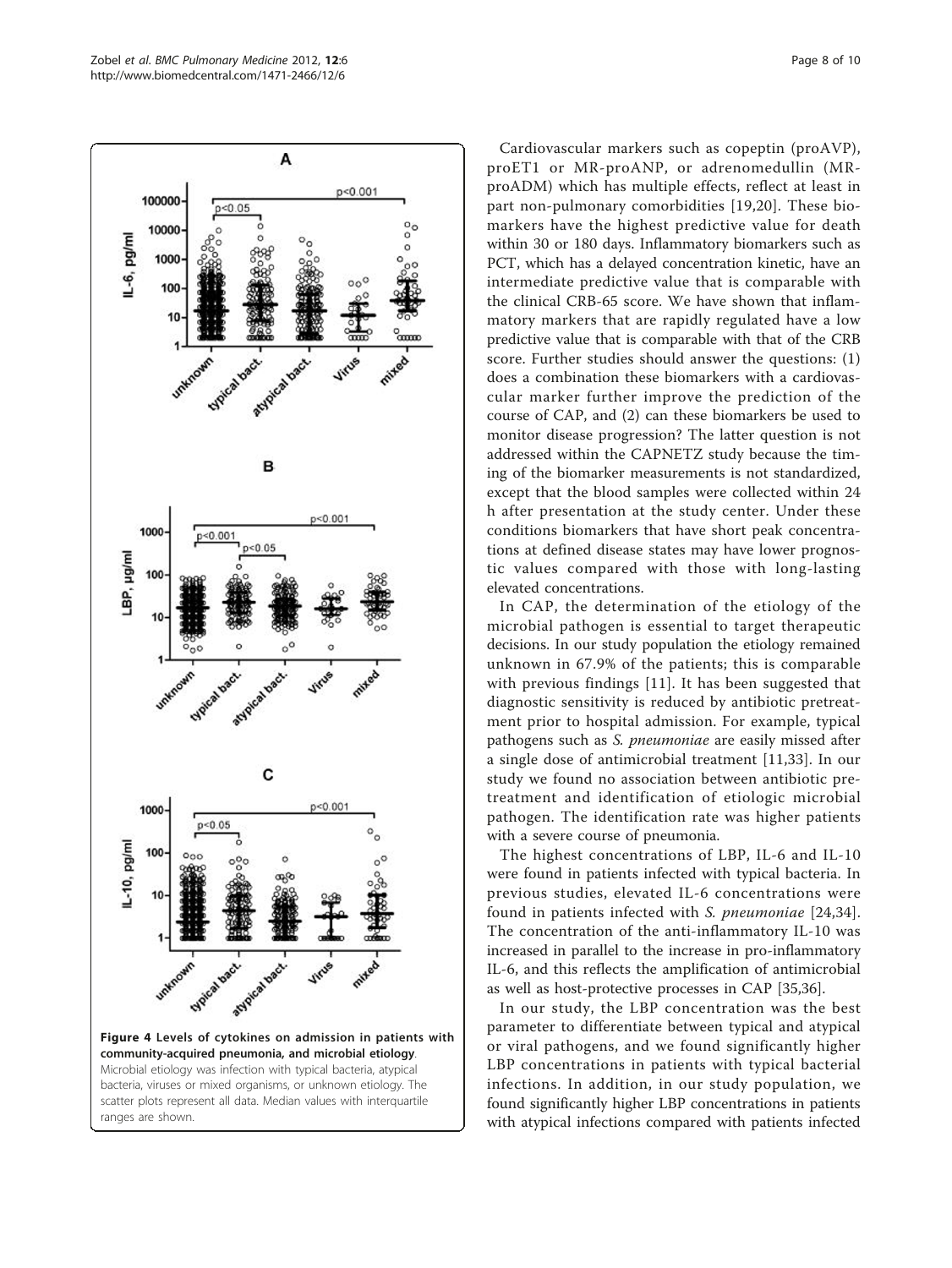Figure 4 Levels of cytokines on admission in patients with community-acquired pneumonia, and microbial etiology. Microbial etiology was infection with typical bacteria, atypical bacteria, viruses or mixed organisms, or unknown etiology. The scatter plots represent all data. Median values with interquartile ranges are shown.

Cardiovascular markers such as copeptin (proAVP), proET1 or MR-proANP, or adrenomedullin (MR-proADM) which has multiple effects, reflect at least in part non-pulmonary comorbidities [19,20]. These biomarkers have the highest predictive value for death within 30 or 180 days. Inflammatory biomarkers such as PCT, which has a delayed concentration kinetic, have an intermediate predictive value that is comparable with the clinical CRB-65 score. We have shown that inflammatory markers that are rapidly regulated have a low predictive value that is comparable with that of the CRB score. Further studies should answer the questions: (1) does a combination these biomarkers with a cardiovascular marker further improve the prediction of the course of CAP, and (2) can these biomarkers be used to monitor disease progression? The latter question is not addressed within the CAPNETZ study because the timing of the biomarker measurements is not standardized, except that the blood samples were collected within 24 h after presentation at the study center. Under these conditions biomarkers that have short peak concentrations at defined disease states may have lower prognostic values compared with those with long-lasting elevated concentrations.

In CAP, the determination of the etiology of the microbial pathogen is essential to target therapeutic decisions. In our study population the etiology remained unknown in 67.9% of the patients; this is comparable with previous findings [11]. It has been suggested that diagnostic sensitivity is reduced by antibiotic pretreatment prior to hospital admission. For example, typical pathogens such as *S. pneumoniae* are easily missed after a single dose of antimicrobial treatment [11,33]. In our study we found no association between antibiotic pretreatment and identification of etiologic microbial pathogen. The identification rate was higher patients with a severe course of pneumonia.

The highest concentrations of LBP, IL-6 and IL-10 were found in patients infected with typical bacteria. In previous studies, elevated IL-6 concentrations were found in patients infected with *S. pneumoniae* [24,34]. The concentration of the anti-inflammatory IL-10 was increased in parallel to the increase in pro-inflammatory IL-6, and this reflects the amplification of antimicrobial as well as host-protective processes in CAP [35,36].

In our study, the LBP concentration was the best parameter to differentiate between typical and atypical or viral pathogens, and we found significantly higher LBP concentrations in patients with typical bacterial infections. In addition, in our study population, we found significantly higher LBP concentrations in patients with atypical infections compared with patients infected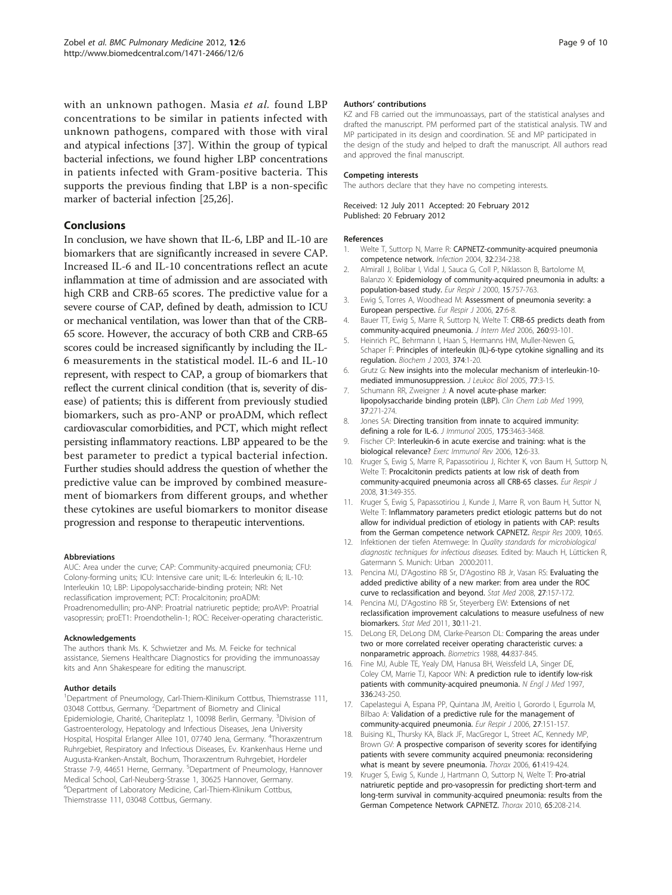with an unknown pathogen. Masia *et al.* found LBP concentrations to be similar in patients infected with unknown pathogens, compared with those with viral and atypical infections [37]. Within the group of typical bacterial infections, we found higher LBP concentrations in patients infected with Gram-positive bacteria. This supports the previous finding that LBP is a non-specific marker of bacterial infection [25,26].

## Conclusions

In conclusion, we have shown that IL-6, LBP and IL-10 are biomarkers that are significantly increased in severe CAP. Increased IL-6 and IL-10 concentrations reflect an acute inflammation at time of admission and are associated with high CRB and CRB-65 scores. The predictive value for a severe course of CAP, defined by death, admission to ICU or mechanical ventilation, was lower than that of the CRB-65 score. However, the accuracy of both CRB and CRB-65 scores could be increased significantly by including the IL-6 measurements in the statistical model. IL-6 and IL-10 represent, with respect to CAP, a group of biomarkers that reflect the current clinical condition (that is, severity of disease) of patients; this is different from previously studied biomarkers, such as pro-ANP or proADM, which reflect cardiovascular comorbidities, and PCT, which might reflect persisting inflammatory reactions. LBP appeared to be the best parameter to predict a typical bacterial infection. Further studies should address the question of whether the predictive value can be improved by combined measurement of biomarkers from different groups, and whether these cytokines are useful biomarkers to monitor disease progression and response to therapeutic interventions.

#### Abbreviations

AUC: Area under the curve; CAP: Community-acquired pneumonia; CFU: Colony-forming units; ICU: Intensive care unit; IL-6: Interleukin 6; IL-10: Interleukin 10; LBP: Lipopolysaccharide-binding protein; NRI: Net reclassification improvement; PCT: Procalcitonin; proADM: Proadrenomedullin; pro-ANP: Proatrial natriuretic peptide; proAVP: Proatrial vasopressin; proET1: Proendothelin-1; ROC: Receiver-operating characteristic.

#### Acknowledgements

The authors thank Ms. K. Schwietzer and Ms. M. Feicke for technical assistance, Siemens Healthcare Diagnostics for providing the immunoassay kits and Ann Shakespeare for editing the manuscript.

#### Author details

[1]Department of Pneumology, Carl-Thiem-Klinikum Cottbus, Thiemstrasse 111, 03048 Cottbus, Germany. [2]Department of Biometry and Clinical Epidemiologie, Charité, Chariteplatz 1, 10098 Berlin, Germany. [3]Division of Gastroenterology, Hepatology and Infectious Diseases, Jena University Hospital, Hospital Erlanger Allee 101, 07740 Jena, Germany. [4]Thoraxzentrum Ruhrgebiet, Respiratory and Infectious Diseases, Ev. Krankenhaus Herne und Augusta-Kranken-Anstalt, Bochum, Thoraxzentrum Ruhrgebiet, Hordeler Strasse 7-9, 44651 Herne, Germany. [5]Department of Pneumology, Hannover Medical School, Carl-Neuberg-Strasse 1, 30625 Hannover, Germany. [6]Department of Laboratory Medicine, Carl-Thiem-Klinikum Cottbus, Thiemstrasse 111, 03048 Cottbus, Germany.

#### Authors' contributions

KZ and FB carried out the immunoassays, part of the statistical analyses and drafted the manuscript. PM performed part of the statistical analysis. TW and MP participated in its design and coordination. SE and MP participated in the design of the study and helped to draft the manuscript. All authors read and approved the final manuscript.

#### Competing interests

The authors declare that they have no competing interests.

Received: 12 July 2011 Accepted: 20 February 2012
Published: 20 February 2012

#### References

1. Welte T, Suttorp N, Marre R: **CAPNETZ-community-acquired pneumonia competence network.** *Infection* 2004, **32**:234-238.
2. Almirall J, Bolibar I, Vidal J, Sauca G, Coll P, Niklasson B, Bartolome M, Balanzo X: **Epidemiology of community-acquired pneumonia in adults: a population-based study.** *Eur Respir J* 2000, **15**:757-763.
3. Ewig S, Torres A, Woodhead M: **Assessment of pneumonia severity: a European perspective.** *Eur Respir J* 2006, **27**:6-8.
4. Bauer TT, Ewig S, Marre R, Suttorp N, Welte T: **CRB-65 predicts death from community-acquired pneumonia.** *J Intern Med* 2006, **260**:93-101.
5. Heinrich PC, Behrmann I, Haan S, Hermanns HM, Muller-Newen G, Schaper F: **Principles of interleukin (IL)-6-type cytokine signalling and its regulation.** *Biochem J* 2003, **374**:1-20.
6. Grutz G: **New insights into the molecular mechanism of interleukin-10-mediated immunosuppression.** *J Leukoc Biol* 2005, **77**:3-15.
7. Schumann RR, Zweigner J: **A novel acute-phase marker: lipopolysaccharide binding protein (LBP).** *Clin Chem Lab Med* 1999, **37**:271-274.
8. Jones SA: **Directing transition from innate to acquired immunity: defining a role for IL-6.** *J Immunol* 2005, **175**:3463-3468.
9. Fischer CP: **Interleukin-6 in acute exercise and training: what is the biological relevance?** *Exerc Immunol Rev* 2006, **12**:6-33.
10. Kruger S, Ewig S, Marre R, Papassotiriou J, Richter K, von Baum H, Suttorp N, Welte T: **Procalcitonin predicts patients at low risk of death from community-acquired pneumonia across all CRB-65 classes.** *Eur Respir J* 2008, **31**:349-355.
11. Kruger S, Ewig S, Papassotiriou J, Kunde J, Marre R, von Baum H, Suttor N, Welte T: **Inflammatory parameters predict etiologic patterns but do not allow for individual prediction of etiology in patients with CAP: results from the German competence network CAPNETZ.** *Respir Res* 2009, **10**:65.
12. Infektionen der tiefen Atemwege: In *Quality standards for microbiological diagnostic techniques for infectious diseases.* Edited by: Mauch H, Lütticken R, Gatermann S. Munich: Urban 2000:2011.
13. Pencina MJ, D'Agostino RB Sr, D'Agostino RB Jr, Vasan RS: **Evaluating the added predictive ability of a new marker: from area under the ROC curve to reclassification and beyond.** *Stat Med* 2008, **27**:157-172.
14. Pencina MJ, D'Agostino RB Sr, Steyerberg EW: **Extensions of net reclassification improvement calculations to measure usefulness of new biomarkers.** *Stat Med* 2011, **30**:11-21.
15. DeLong ER, DeLong DM, Clarke-Pearson DL: **Comparing the areas under two or more correlated receiver operating characteristic curves: a nonparametric approach.** *Biometrics* 1988, **44**:837-845.
16. Fine MJ, Auble TE, Yealy DM, Hanusa BH, Weissfeld LA, Singer DE, Coley CM, Marrie TJ, Kapoor WN: **A prediction rule to identify low-risk patients with community-acquired pneumonia.** *N Engl J Med* 1997, **336**:243-250.
17. Capelastegui A, Espana PP, Quintana JM, Areitio I, Gorordo I, Egurrola M, Bilbao A: **Validation of a predictive rule for the management of community-acquired pneumonia.** *Eur Respir J* 2006, **27**:151-157.
18. Buising KL, Thursky KA, Black JF, MacGregor L, Street AC, Kennedy MP, Brown GV: **A prospective comparison of severity scores for identifying patients with severe community acquired pneumonia: reconsidering what is meant by severe pneumonia.** *Thorax* 2006, **61**:419-424.
19. Kruger S, Ewig S, Kunde J, Hartmann O, Suttorp N, Welte T: **Pro-atrial natriuretic peptide and pro-vasopressin for predicting short-term and long-term survival in community-acquired pneumonia: results from the German Competence Network CAPNETZ.** *Thorax* 2010, **65**:208-214.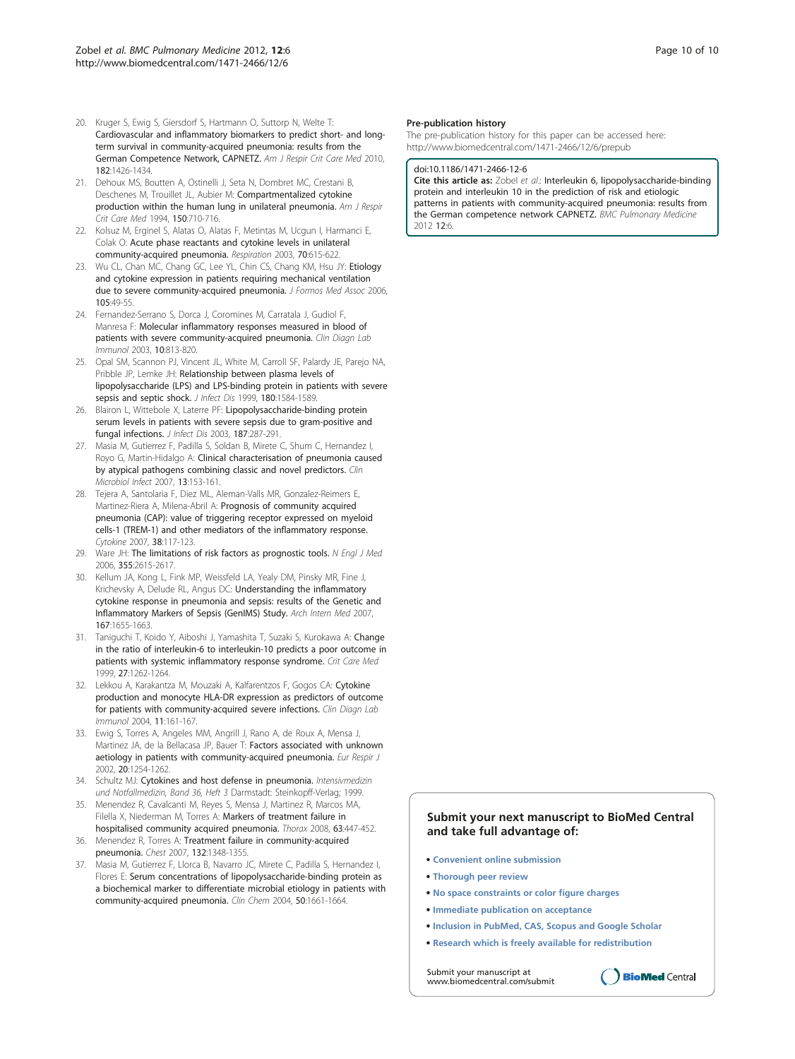20. Kruger S, Ewig S, Giersdorf S, Hartmann O, Suttorp N, Welte T: **Cardiovascular and inflammatory biomarkers to predict short- and long-term survival in community-acquired pneumonia: results from the German Competence Network, CAPNETZ.** *Am J Respir Crit Care Med* 2010, **182**:1426-1434.
21. Dehoux MS, Boutten A, Ostinelli J, Seta N, Dombret MC, Crestani B, Deschenes M, Trouillet JL, Aubier M: **Compartmentalized cytokine production within the human lung in unilateral pneumonia.** *Am J Respir Crit Care Med* 1994, **150**:710-716.
22. Kolsuz M, Erginel S, Alatas O, Alatas F, Metintas M, Ucgun I, Harmanci E, Colak O: **Acute phase reactants and cytokine levels in unilateral community-acquired pneumonia.** *Respiration* 2003, **70**:615-622.
23. Wu CL, Chan MC, Chang GC, Lee YL, Chin CS, Chang KM, Hsu JY: **Etiology and cytokine expression in patients requiring mechanical ventilation due to severe community-acquired pneumonia.** *J Formos Med Assoc* 2006, **105**:49-55.
24. Fernandez-Serrano S, Dorca J, Coromines M, Carratala J, Gudiol F, Manresa F: **Molecular inflammatory responses measured in blood of patients with severe community-acquired pneumonia.** *Clin Diagn Lab Immunol* 2003, **10**:813-820.
25. Opal SM, Scannon PJ, Vincent JL, White M, Carroll SF, Palardy JE, Parejo NA, Pribble JP, Lemke JH: **Relationship between plasma levels of lipopolysaccharide (LPS) and LPS-binding protein in patients with severe sepsis and septic shock.** *J Infect Dis* 1999, **180**:1584-1589.
26. Blairon L, Wittebole X, Laterre PF: **Lipopolysaccharide-binding protein serum levels in patients with severe sepsis due to gram-positive and fungal infections.** *J Infect Dis* 2003, **187**:287-291.
27. Masia M, Gutierrez F, Padilla S, Soldan B, Mirete C, Shum C, Hernandez I, Royo G, Martin-Hidalgo A: **Clinical characterisation of pneumonia caused by atypical pathogens combining classic and novel predictors.** *Clin Microbiol Infect* 2007, **13**:153-161.
28. Tejera A, Santolaria F, Diez ML, Aleman-Valls MR, Gonzalez-Reimers E, Martinez-Riera A, Milena-Abril A: **Prognosis of community acquired pneumonia (CAP): value of triggering receptor expressed on myeloid cells-1 (TREM-1) and other mediators of the inflammatory response.** *Cytokine* 2007, **38**:117-123.
29. Ware JH: **The limitations of risk factors as prognostic tools.** *N Engl J Med* 2006, **355**:2615-2617.
30. Kellum JA, Kong L, Fink MP, Weissfeld LA, Yealy DM, Pinsky MR, Fine J, Krichevsky A, Delude RL, Angus DC: **Understanding the inflammatory cytokine response in pneumonia and sepsis: results of the Genetic and Inflammatory Markers of Sepsis (GenIMS) Study.** *Arch Intern Med* 2007, **167**:1655-1663.
31. Taniguchi T, Koido Y, Aiboshi J, Yamashita T, Suzaki S, Kurokawa A: **Change in the ratio of interleukin-6 to interleukin-10 predicts a poor outcome in patients with systemic inflammatory response syndrome.** *Crit Care Med* 1999, **27**:1262-1264.
32. Lekkou A, Karakantza M, Mouzaki A, Kalfarentzos F, Gogos CA: **Cytokine production and monocyte HLA-DR expression as predictors of outcome for patients with community-acquired severe infections.** *Clin Diagn Lab Immunol* 2004, **11**:161-167.
33. Ewig S, Torres A, Angeles MM, Angrill J, Rano A, de Roux A, Mensa J, Martinez JA, de la Bellacasa JP, Bauer T: **Factors associated with unknown aetiology in patients with community-acquired pneumonia.** *Eur Respir J* 2002, **20**:1254-1262.
34. Schultz MJ: **Cytokines and host defense in pneumonia.** *Intensivmedizin und Notfallmedizin, Band 36, Heft 3* Darmstadt: Steinkopff-Verlag; 1999.
35. Menendez R, Cavalcanti M, Reyes S, Mensa J, Martinez R, Marcos MA, Filella X, Niederman M, Torres A: **Markers of treatment failure in hospitalised community acquired pneumonia.** *Thorax* 2008, **63**:447-452.
36. Menendez R, Torres A: **Treatment failure in community-acquired pneumonia.** *Chest* 2007, **132**:1348-1355.
37. Masia M, Gutierrez F, Llorca B, Navarro JC, Mirete C, Padilla S, Hernandez I, Flores E: **Serum concentrations of lipopolysaccharide-binding protein as a biochemical marker to differentiate microbial etiology in patients with community-acquired pneumonia.** *Clin Chem* 2004, **50**:1661-1664.

### Pre-publication history

The pre-publication history for this paper can be accessed here:
http://www.biomedcentral.com/1471-2466/12/6/prepub

doi:10.1186/1471-2466-12-6

**Cite this article as:** Zobel *et al.*: Interleukin 6, lipopolysaccharide-binding protein and interleukin 10 in the prediction of risk and etiologic patterns in patients with community-acquired pneumonia: results from the German competence network CAPNETZ. *BMC Pulmonary Medicine* 2012 **12**:6.

### Submit your next manuscript to BioMed Central and take full advantage of:

- **Convenient online submission**
- **Thorough peer review**
- **No space constraints or color figure charges**
- **Immediate publication on acceptance**
- **Inclusion in PubMed, CAS, Scopus and Google Scholar**
- **Research which is freely available for redistribution**

Submit your manuscript at
www.biomedcentral.com/submit

BioMed Central